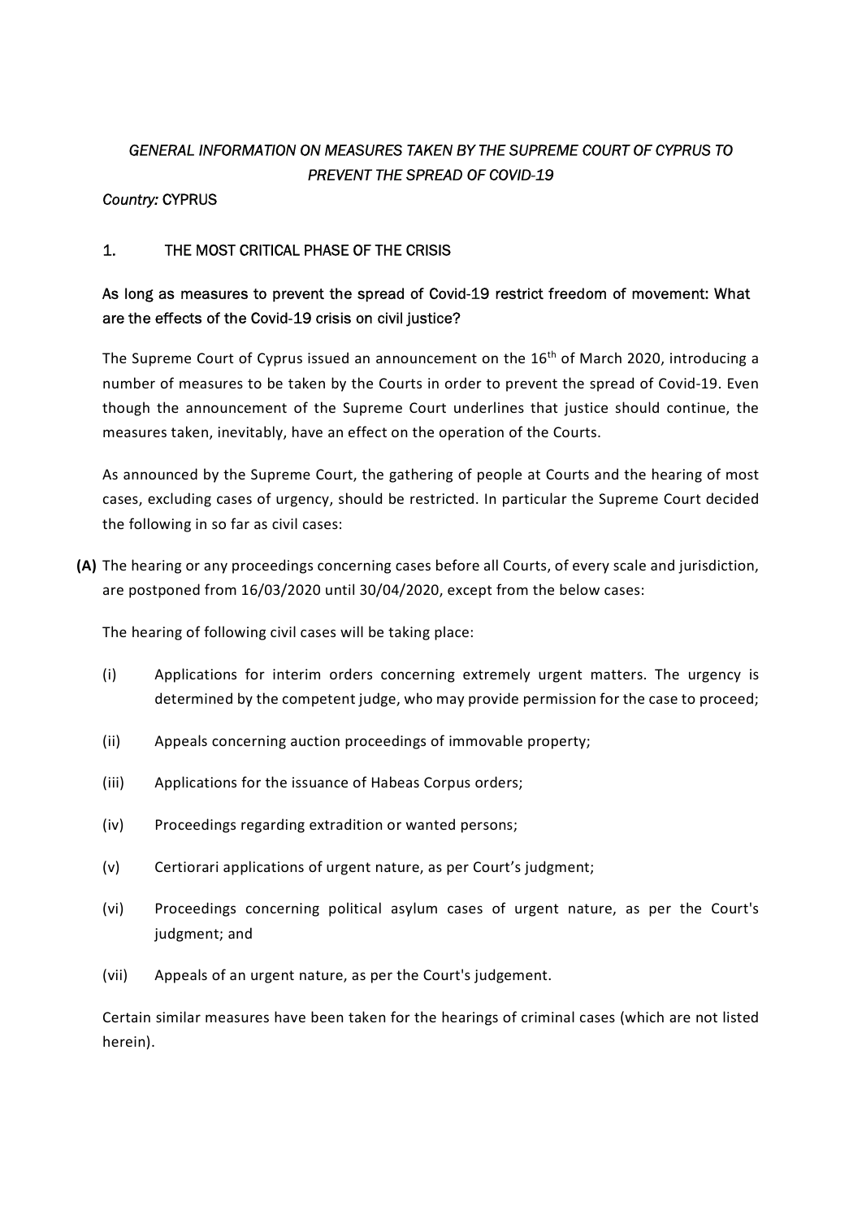*GENERAL INFORMATION ON MEASURES TAKEN BY THE SUPREME COURT OF CYPRUS TO PREVENT THE SPREAD OF COVID-19*

*Country:* CYPRUS

## 1. THE MOST CRITICAL PHASE OF THE CRISIS

### As long as measures to prevent the spread of Covid-19 restrict freedom of movement: What are the effects of the Covid-19 crisis on civil justice?

The Supreme Court of Cyprus issued an announcement on the 16th of March 2020, introducing a number of measures to be taken by the Courts in order to prevent the spread of Covid-19. Even though the announcement of the Supreme Court underlines that justice should continue, the measures taken, inevitably, have an effect on the operation of the Courts.

As announced by the Supreme Court, the gathering of people at Courts and the hearing of most cases, excluding cases of urgency, should be restricted. In particular the Supreme Court decided the following in so far as civil cases:

**(A)** The hearing or any proceedings concerning cases before all Courts, of every scale and jurisdiction, are postponed from 16/03/2020 until 30/04/2020, except from the below cases:

The hearing of following civil cases will be taking place:

- (i) Applications for interim orders concerning extremely urgent matters. The urgency is determined by the competent judge, who may provide permission for the case to proceed;
- (ii) Appeals concerning auction proceedings of immovable property;
- (iii) Applications for the issuance of Habeas Corpus orders;
- (iv) Proceedings regarding extradition or wanted persons;
- (v) Certiorari applications of urgent nature, as per Court's judgment;
- (vi) Proceedings concerning political asylum cases of urgent nature, as per the Court's judgment; and
- (vii) Appeals of an urgent nature, as per the Court's judgement.

Certain similar measures have been taken for the hearings of criminal cases (which are not listed herein).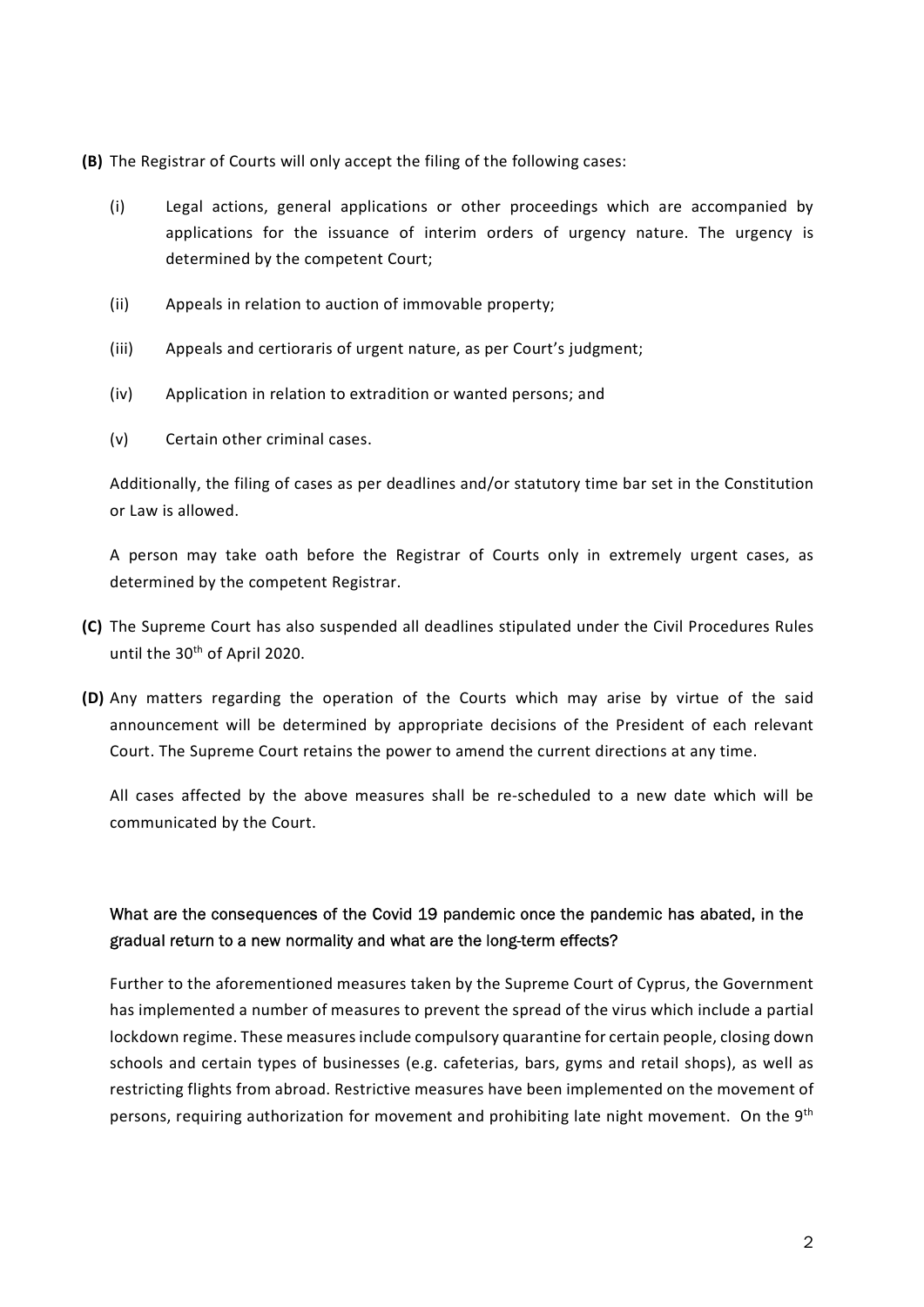**(B)** The Registrar of Courts will only accept the filing of the following cases:

(i) Legal actions, general applications or other proceedings which are accompanied by applications for the issuance of interim orders of urgency nature. The urgency is determined by the competent Court;

(ii) Appeals in relation to auction of immovable property;

(iii) Appeals and certioraris of urgent nature, as per Court's judgment;

(iv) Application in relation to extradition or wanted persons; and

(v) Certain other criminal cases.

Additionally, the filing of cases as per deadlines and/or statutory time bar set in the Constitution or Law is allowed.

A person may take oath before the Registrar of Courts only in extremely urgent cases, as determined by the competent Registrar.

**(C)** The Supreme Court has also suspended all deadlines stipulated under the Civil Procedures Rules until the 30th of April 2020.

**(D)** Any matters regarding the operation of the Courts which may arise by virtue of the said announcement will be determined by appropriate decisions of the President of each relevant Court. The Supreme Court retains the power to amend the current directions at any time.

All cases affected by the above measures shall be re-scheduled to a new date which will be communicated by the Court.

## What are the consequences of the Covid 19 pandemic once the pandemic has abated, in the gradual return to a new normality and what are the long-term effects?

Further to the aforementioned measures taken by the Supreme Court of Cyprus, the Government has implemented a number of measures to prevent the spread of the virus which include a partial lockdown regime. These measures include compulsory quarantine for certain people, closing down schools and certain types of businesses (e.g. cafeterias, bars, gyms and retail shops), as well as restricting flights from abroad. Restrictive measures have been implemented on the movement of persons, requiring authorization for movement and prohibiting late night movement. On the 9th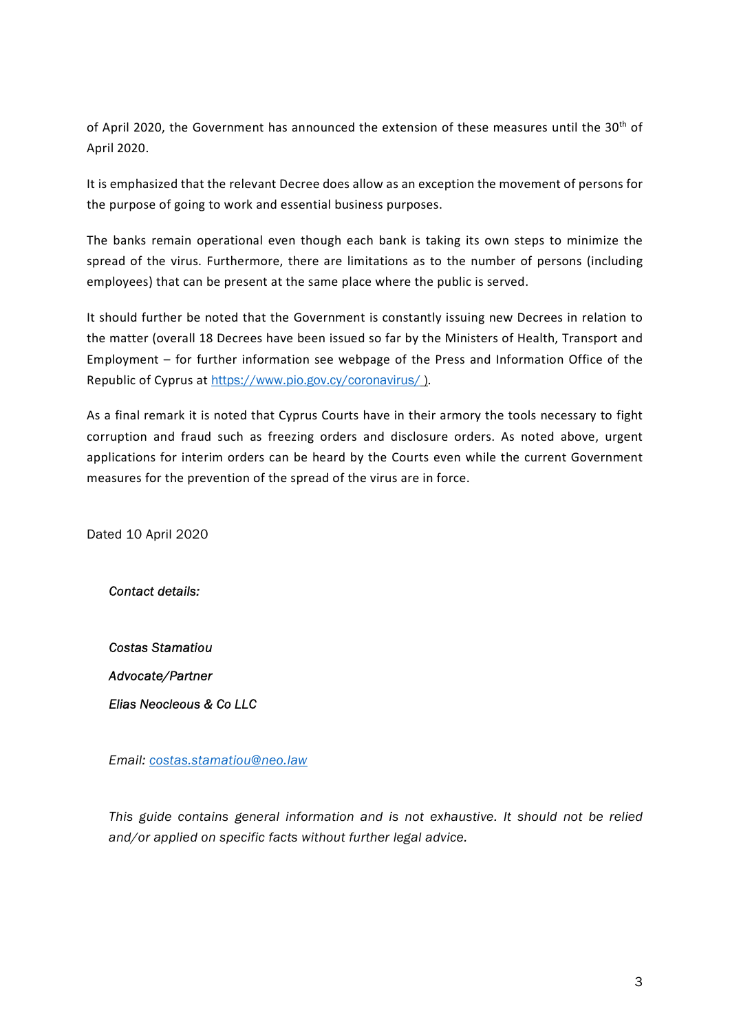of April 2020, the Government has announced the extension of these measures until the 30th of April 2020.

It is emphasized that the relevant Decree does allow as an exception the movement of persons for the purpose of going to work and essential business purposes.

The banks remain operational even though each bank is taking its own steps to minimize the spread of the virus. Furthermore, there are limitations as to the number of persons (including employees) that can be present at the same place where the public is served.

It should further be noted that the Government is constantly issuing new Decrees in relation to the matter (overall 18 Decrees have been issued so far by the Ministers of Health, Transport and Employment – for further information see webpage of the Press and Information Office of the Republic of Cyprus at [https://www.pio.gov.cy/coronavirus/](https://www.pio.gov.cy/coronavirus/) ).

As a final remark it is noted that Cyprus Courts have in their armory the tools necessary to fight corruption and fraud such as freezing orders and disclosure orders. As noted above, urgent applications for interim orders can be heard by the Courts even while the current Government measures for the prevention of the spread of the virus are in force.

Dated 10 April 2020

*Contact details:*

*Costas Stamatiou*

*Advocate/Partner*

*Elias Neocleous & Co LLC*

*Email: [costas.stamatiou@neo.law](mailto:costas.stamatiou@neo.law)*

*This guide contains general information and is not exhaustive. It should not be relied and/or applied on specific facts without further legal advice.*